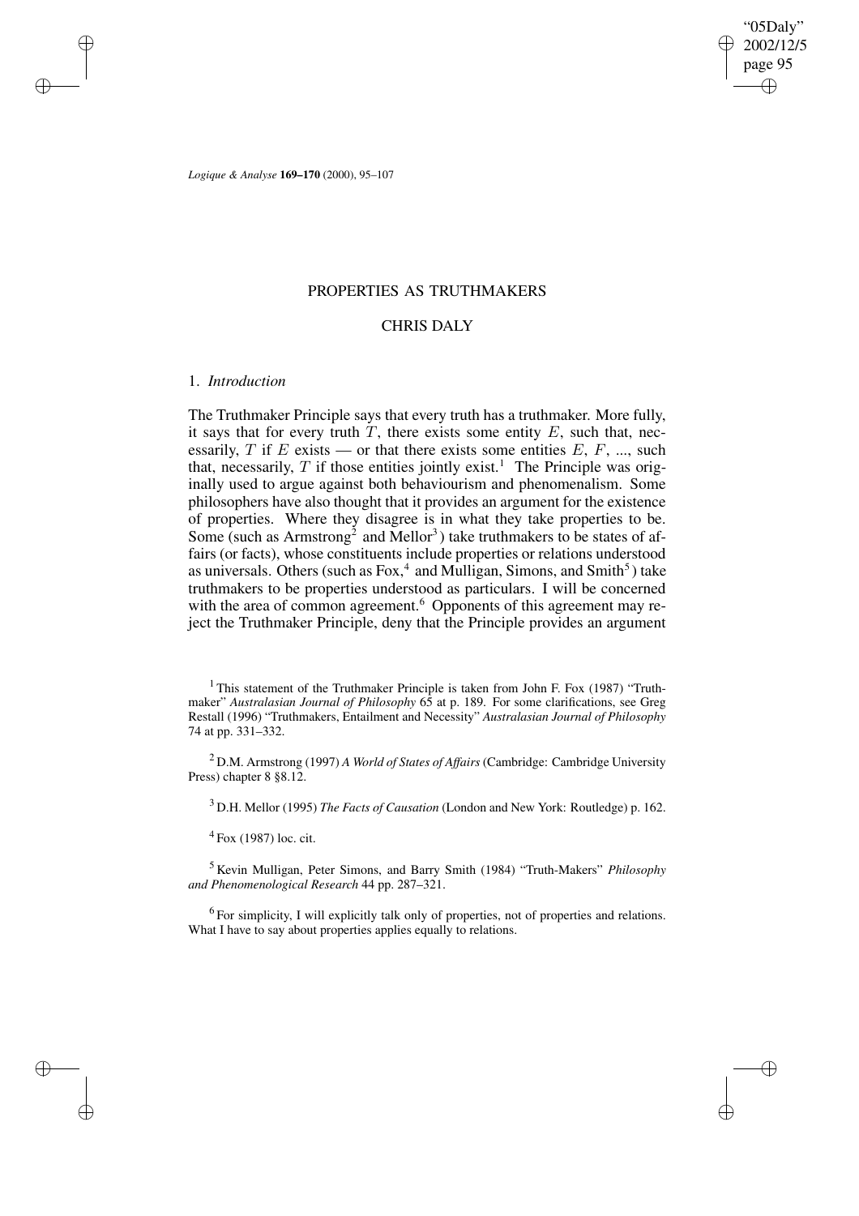# PROPERTIES AS TRUTHMAKERS

## CHRIS DALY

### 1. *Introduction*

The Truthmaker Principle says that every truth has a truthmaker. More fully, it says that for every truth $T$, there exists some entity $E$, such that, necessarily, $T$ if $E$ exists — or that there exists some entities $E$, $F$, ..., such that, necessarily, $T$ if those entities jointly exist.[1] The Principle was originally used to argue against both behaviourism and phenomenalism. Some philosophers have also thought that it provides an argument for the existence of properties. Where they disagree is in what they take properties to be. Some (such as Armstrong[2] and Mellor[3]) take truthmakers to be states of affairs (or facts), whose constituents include properties or relations understood as universals. Others (such as Fox,[4] and Mulligan, Simons, and Smith[5]) take truthmakers to be properties understood as particulars. I will be concerned with the area of common agreement.[6] Opponents of this agreement may reject the Truthmaker Principle, deny that the Principle provides an argument

[1] This statement of the Truthmaker Principle is taken from John F. Fox (1987) "Truthmaker" *Australasian Journal of Philosophy* 65 at p. 189. For some clarifications, see Greg Restall (1996) "Truthmakers, Entailment and Necessity" *Australasian Journal of Philosophy* 74 at pp. 331–332.

[2] D.M. Armstrong (1997) *A World of States of Affairs* (Cambridge: Cambridge University Press) chapter 8 §8.12.

[3] D.H. Mellor (1995) *The Facts of Causation* (London and New York: Routledge) p. 162.

[4] Fox (1987) loc. cit.

[5] Kevin Mulligan, Peter Simons, and Barry Smith (1984) "Truth-Makers" *Philosophy and Phenomenological Research* 44 pp. 287–321.

[6] For simplicity, I will explicitly talk only of properties, not of properties and relations. What I have to say about properties applies equally to relations.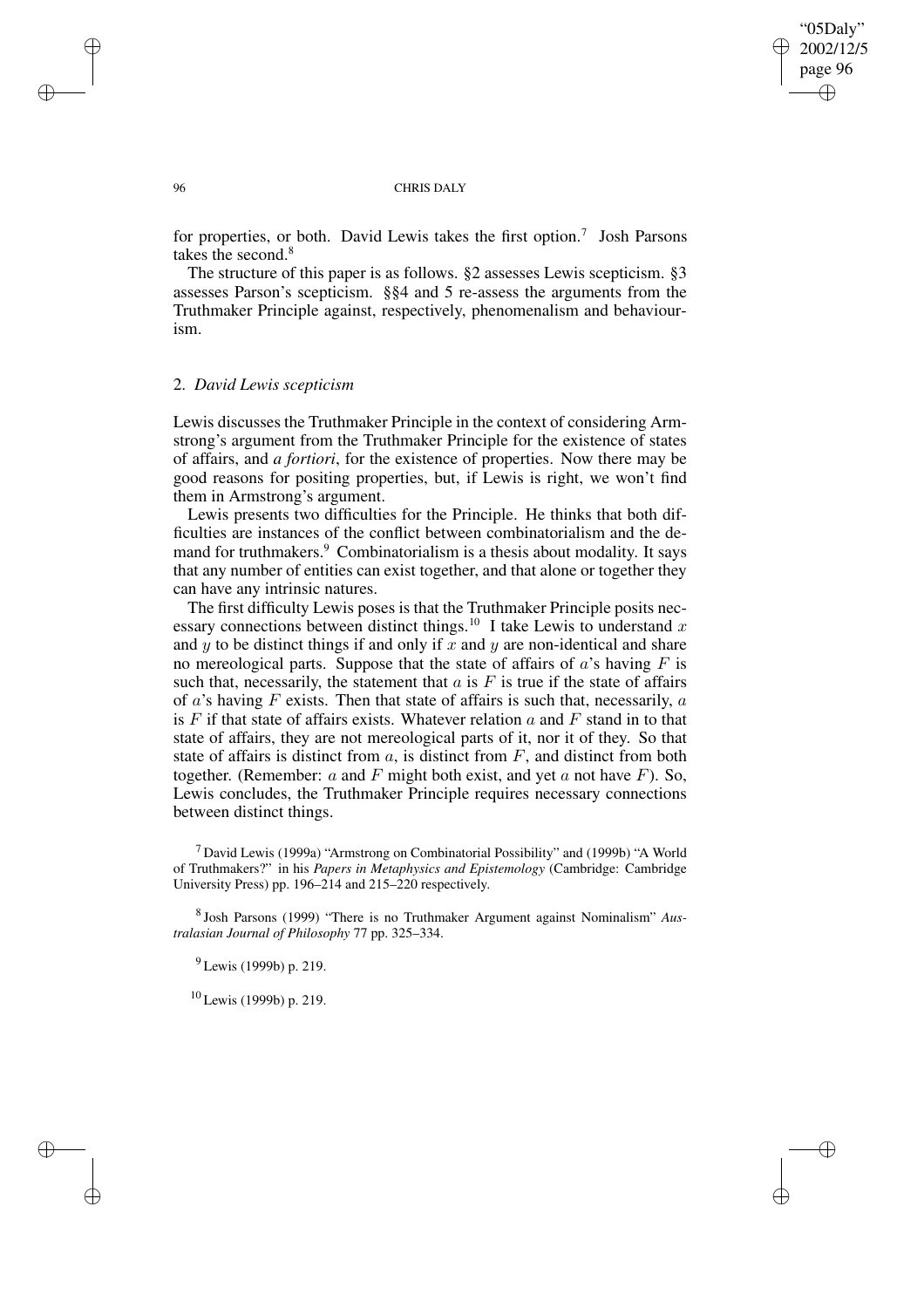for properties, or both. David Lewis takes the first option.[7] Josh Parsons takes the second.[8]

The structure of this paper is as follows. §2 assesses Lewis scepticism. §3 assesses Parson's scepticism. §§4 and 5 re-assess the arguments from the Truthmaker Principle against, respectively, phenomenalism and behaviourism.

## 2. *David Lewis scepticism*

Lewis discusses the Truthmaker Principle in the context of considering Armstrong's argument from the Truthmaker Principle for the existence of states of affairs, and *a fortiori*, for the existence of properties. Now there may be good reasons for positing properties, but, if Lewis is right, we won't find them in Armstrong's argument.

Lewis presents two difficulties for the Principle. He thinks that both difficulties are instances of the conflict between combinatorialism and the demand for truthmakers.[9] Combinatorialism is a thesis about modality. It says that any number of entities can exist together, and that alone or together they can have any intrinsic natures.

The first difficulty Lewis poses is that the Truthmaker Principle posits necessary connections between distinct things.[10] I take Lewis to understand $x$ and $y$ to be distinct things if and only if $x$ and $y$ are non-identical and share no mereological parts. Suppose that the state of affairs of $a$'s having $F$ is such that, necessarily, the statement that $a$ is $F$ is true if the state of affairs of $a$'s having $F$ exists. Then that state of affairs is such that, necessarily, $a$ is $F$ if that state of affairs exists. Whatever relation $a$ and $F$ stand in to that state of affairs, they are not mereological parts of it, nor it of they. So that state of affairs is distinct from $a$, is distinct from $F$, and distinct from both together. (Remember: $a$ and $F$ might both exist, and yet $a$ not have $F$). So, Lewis concludes, the Truthmaker Principle requires necessary connections between distinct things.

[7] David Lewis (1999a) "Armstrong on Combinatorial Possibility" and (1999b) "A World of Truthmakers?" in his *Papers in Metaphysics and Epistemology* (Cambridge: Cambridge University Press) pp. 196–214 and 215–220 respectively.

[8] Josh Parsons (1999) "There is no Truthmaker Argument against Nominalism" *Australasian Journal of Philosophy* 77 pp. 325–334.

[9] Lewis (1999b) p. 219.

[10] Lewis (1999b) p. 219.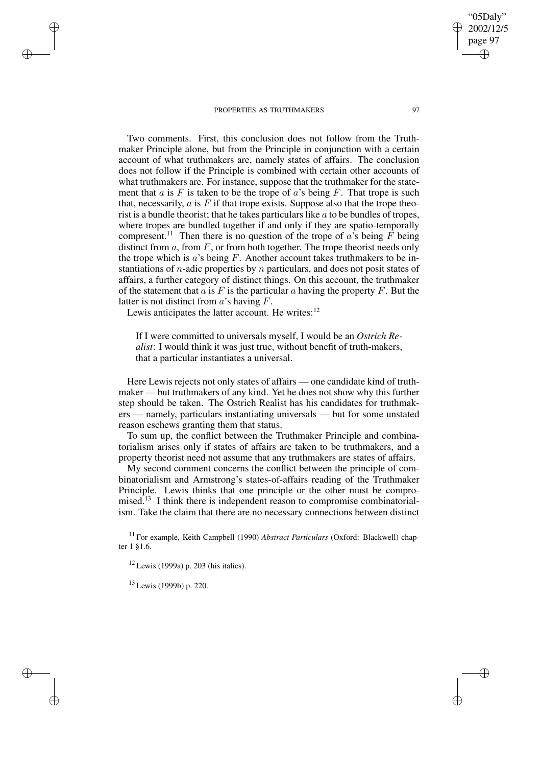Two comments. First, this conclusion does not follow from the Truthmaker Principle alone, but from the Principle in conjunction with a certain account of what truthmakers are, namely states of affairs. The conclusion does not follow if the Principle is combined with certain other accounts of what truthmakers are. For instance, suppose that the truthmaker for the statement that $a$ is $F$ is taken to be the trope of $a$'s being $F$. That trope is such that, necessarily, $a$ is $F$ if that trope exists. Suppose also that the trope theorist is a bundle theorist; that he takes particulars like $a$ to be bundles of tropes, where tropes are bundled together if and only if they are spatio-temporally compresent.[11] Then there is no question of the trope of $a$'s being $F$ being distinct from $a$, from $F$, or from both together. The trope theorist needs only the trope which is $a$'s being $F$. Another account takes truthmakers to be instantiations of $n$-adic properties by $n$ particulars, and does not posit states of affairs, a further category of distinct things. On this account, the truthmaker of the statement that $a$ is $F$ is the particular $a$ having the property $F$. But the latter is not distinct from $a$'s having $F$.

Lewis anticipates the latter account. He writes:[12]

> If I were committed to universals myself, I would be an *Ostrich Realist*: I would think it was just true, without benefit of truth-makers, that a particular instantiates a universal.

Here Lewis rejects not only states of affairs — one candidate kind of truthmaker — but truthmakers of any kind. Yet he does not show why this further step should be taken. The Ostrich Realist has his candidates for truthmakers — namely, particulars instantiating universals — but for some unstated reason eschews granting them that status.

To sum up, the conflict between the Truthmaker Principle and combinatorialism arises only if states of affairs are taken to be truthmakers, and a property theorist need not assume that any truthmakers are states of affairs.

My second comment concerns the conflict between the principle of combinatorialism and Armstrong's states-of-affairs reading of the Truthmaker Principle. Lewis thinks that one principle or the other must be compromised.[13] I think there is independent reason to compromise combinatorialism. Take the claim that there are no necessary connections between distinct

---

[11] For example, Keith Campbell (1990) *Abstract Particulars* (Oxford: Blackwell) chapter 1 §1.6.

[12] Lewis (1999a) p. 203 (his italics).

[13] Lewis (1999b) p. 220.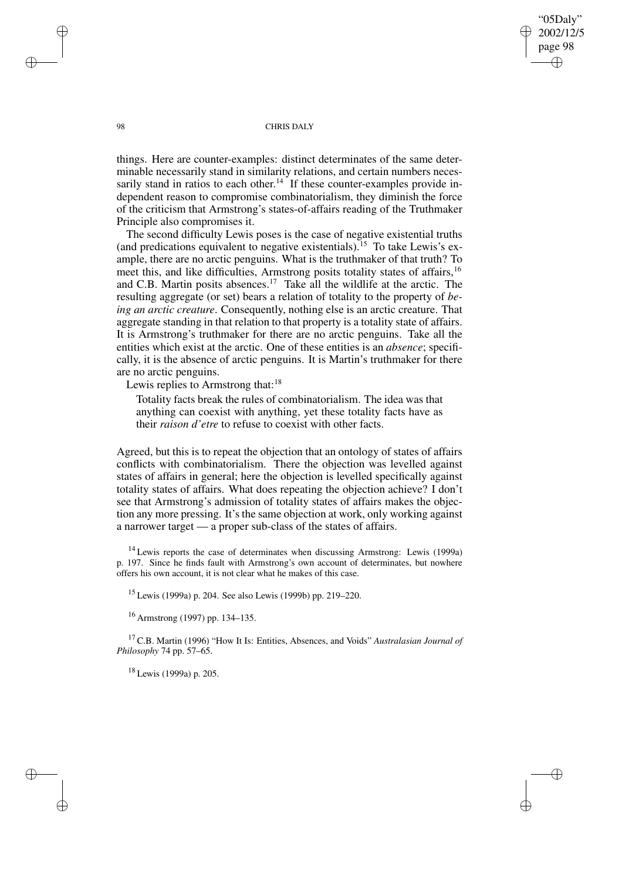things. Here are counter-examples: distinct determinates of the same determinable necessarily stand in similarity relations, and certain numbers necessarily stand in ratios to each other.[14] If these counter-examples provide independent reason to compromise combinatorialism, they diminish the force of the criticism that Armstrong's states-of-affairs reading of the Truthmaker Principle also compromises it.

The second difficulty Lewis poses is the case of negative existential truths (and predications equivalent to negative existentials).[15] To take Lewis's example, there are no arctic penguins. What is the truthmaker of that truth? To meet this, and like difficulties, Armstrong posits totality states of affairs,[16] and C.B. Martin posits absences.[17] Take all the wildlife at the arctic. The resulting aggregate (or set) bears a relation of totality to the property of *being an arctic creature*. Consequently, nothing else is an arctic creature. That aggregate standing in that relation to that property is a totality state of affairs. It is Armstrong's truthmaker for there are no arctic penguins. Take all the entities which exist at the arctic. One of these entities is an *absence*; specifically, it is the absence of arctic penguins. It is Martin's truthmaker for there are no arctic penguins.

Lewis replies to Armstrong that:[18]

> Totality facts break the rules of combinatorialism. The idea was that anything can coexist with anything, yet these totality facts have as their *raison d'etre* to refuse to coexist with other facts.

Agreed, but this is to repeat the objection that an ontology of states of affairs conflicts with combinatorialism. There the objection was levelled against states of affairs in general; here the objection is levelled specifically against totality states of affairs. What does repeating the objection achieve? I don't see that Armstrong's admission of totality states of affairs makes the objection any more pressing. It's the same objection at work, only working against a narrower target — a proper sub-class of the states of affairs.

[14] Lewis reports the case of determinates when discussing Armstrong: Lewis (1999a) p. 197. Since he finds fault with Armstrong's own account of determinates, but nowhere offers his own account, it is not clear what he makes of this case.

[15] Lewis (1999a) p. 204. See also Lewis (1999b) pp. 219–220.

[16] Armstrong (1997) pp. 134–135.

[17] C.B. Martin (1996) "How It Is: Entities, Absences, and Voids" *Australasian Journal of Philosophy* 74 pp. 57–65.

[18] Lewis (1999a) p. 205.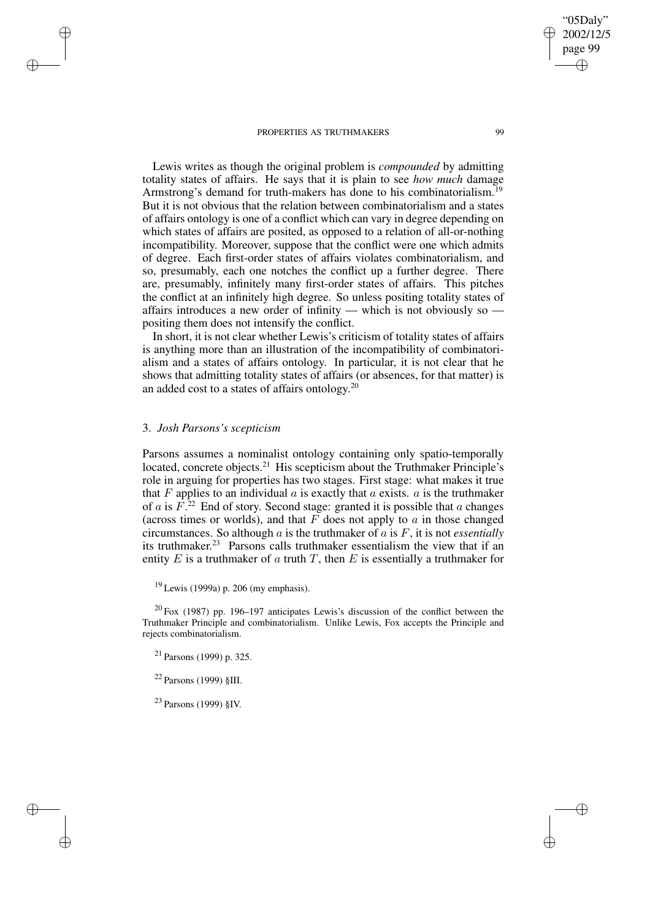Lewis writes as though the original problem is *compounded* by admitting totality states of affairs. He says that it is plain to see *how much* damage Armstrong's demand for truth-makers has done to his combinatorialism.[19] But it is not obvious that the relation between combinatorialism and a states of affairs ontology is one of a conflict which can vary in degree depending on which states of affairs are posited, as opposed to a relation of all-or-nothing incompatibility. Moreover, suppose that the conflict were one which admits of degree. Each first-order states of affairs violates combinatorialism, and so, presumably, each one notches the conflict up a further degree. There are, presumably, infinitely many first-order states of affairs. This pitches the conflict at an infinitely high degree. So unless positing totality states of affairs introduces a new order of infinity — which is not obviously so — positing them does not intensify the conflict.

In short, it is not clear whether Lewis's criticism of totality states of affairs is anything more than an illustration of the incompatibility of combinatorialism and a states of affairs ontology. In particular, it is not clear that he shows that admitting totality states of affairs (or absences, for that matter) is an added cost to a states of affairs ontology.[20]

### 3. *Josh Parsons's scepticism*

Parsons assumes a nominalist ontology containing only spatio-temporally located, concrete objects.[21] His scepticism about the Truthmaker Principle's role in arguing for properties has two stages. First stage: what makes it true that $F$ applies to an individual $a$ is exactly that $a$ exists. $a$ is the truthmaker of $a$ is $F$.[22] End of story. Second stage: granted it is possible that $a$ changes (across times or worlds), and that $F$ does not apply to $a$ in those changed circumstances. So although $a$ is the truthmaker of $a$ is $F$, it is not *essentially* its truthmaker.[23] Parsons calls truthmaker essentialism the view that if an entity $E$ is a truthmaker of $a$ truth $T$, then $E$ is essentially a truthmaker for

[19] Lewis (1999a) p. 206 (my emphasis).

[20] Fox (1987) pp. 196–197 anticipates Lewis's discussion of the conflict between the Truthmaker Principle and combinatorialism. Unlike Lewis, Fox accepts the Principle and rejects combinatorialism.

[21] Parsons (1999) p. 325.

[22] Parsons (1999) §III.

[23] Parsons (1999) §IV.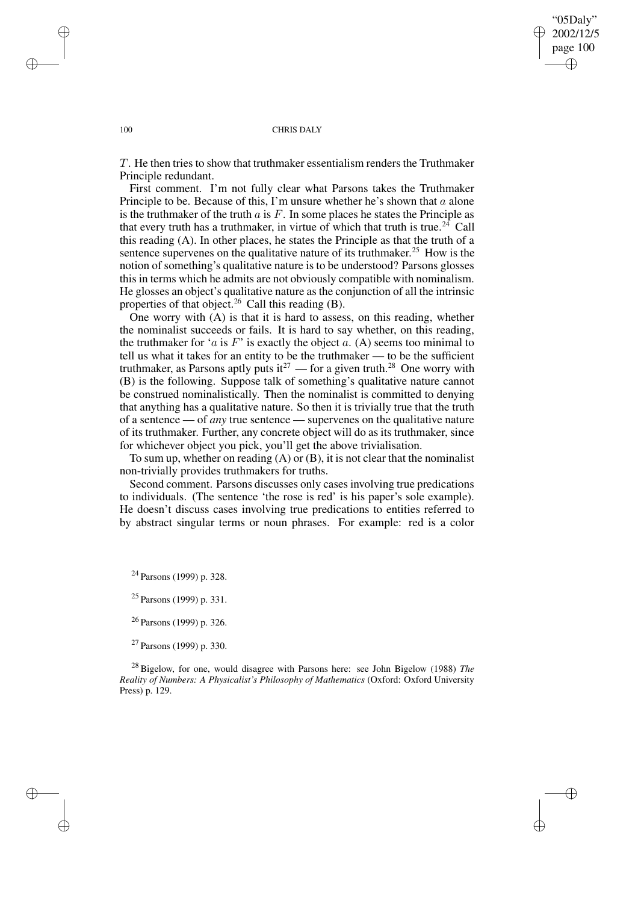$T$. He then tries to show that truthmaker essentialism renders the Truthmaker Principle redundant.

First comment. I'm not fully clear what Parsons takes the Truthmaker Principle to be. Because of this, I'm unsure whether he's shown that $a$ alone is the truthmaker of the truth $a$ is $F$. In some places he states the Principle as that every truth has a truthmaker, in virtue of which that truth is true.[24] Call this reading (A). In other places, he states the Principle as that the truth of a sentence supervenes on the qualitative nature of its truthmaker.[25] How is the notion of something's qualitative nature is to be understood? Parsons glosses this in terms which he admits are not obviously compatible with nominalism. He glosses an object's qualitative nature as the conjunction of all the intrinsic properties of that object.[26] Call this reading (B).

One worry with (A) is that it is hard to assess, on this reading, whether the nominalist succeeds or fails. It is hard to say whether, on this reading, the truthmaker for '$a$ is $F$' is exactly the object $a$. (A) seems too minimal to tell us what it takes for an entity to be the truthmaker — to be the sufficient truthmaker, as Parsons aptly puts it[27] — for a given truth.[28] One worry with (B) is the following. Suppose talk of something's qualitative nature cannot be construed nominalistically. Then the nominalist is committed to denying that anything has a qualitative nature. So then it is trivially true that the truth of a sentence — of *any* true sentence — supervenes on the qualitative nature of its truthmaker. Further, any concrete object will do as its truthmaker, since for whichever object you pick, you'll get the above trivialisation.

To sum up, whether on reading (A) or (B), it is not clear that the nominalist non-trivially provides truthmakers for truths.

Second comment. Parsons discusses only cases involving true predications to individuals. (The sentence 'the rose is red' is his paper's sole example). He doesn't discuss cases involving true predications to entities referred to by abstract singular terms or noun phrases. For example: red is a color

[24] Parsons (1999) p. 328.

[25] Parsons (1999) p. 331.

[26] Parsons (1999) p. 326.

[27] Parsons (1999) p. 330.

[28] Bigelow, for one, would disagree with Parsons here: see John Bigelow (1988) *The Reality of Numbers: A Physicalist's Philosophy of Mathematics* (Oxford: Oxford University Press) p. 129.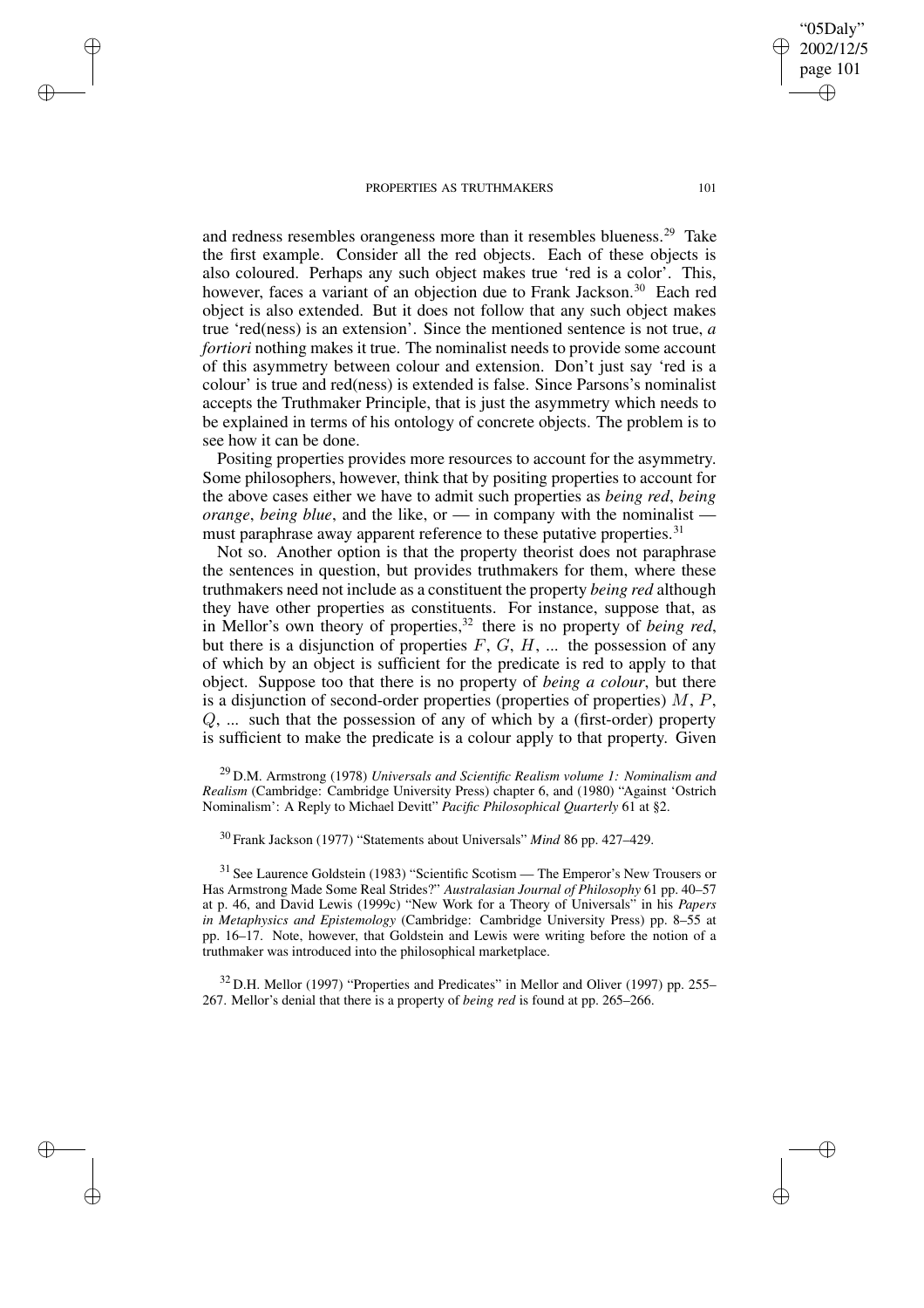and redness resembles orangeness more than it resembles blueness.[29] Take the first example. Consider all the red objects. Each of these objects is also coloured. Perhaps any such object makes true 'red is a color'. This, however, faces a variant of an objection due to Frank Jackson.[30] Each red object is also extended. But it does not follow that any such object makes true 'red(ness) is an extension'. Since the mentioned sentence is not true, *a fortiori* nothing makes it true. The nominalist needs to provide some account of this asymmetry between colour and extension. Don't just say 'red is a colour' is true and red(ness) is extended is false. Since Parsons's nominalist accepts the Truthmaker Principle, that is just the asymmetry which needs to be explained in terms of his ontology of concrete objects. The problem is to see how it can be done.

Positing properties provides more resources to account for the asymmetry. Some philosophers, however, think that by positing properties to account for the above cases either we have to admit such properties as *being red*, *being orange*, *being blue*, and the like, or — in company with the nominalist — must paraphrase away apparent reference to these putative properties.[31]

Not so. Another option is that the property theorist does not paraphrase the sentences in question, but provides truthmakers for them, where these truthmakers need not include as a constituent the property *being red* although they have other properties as constituents. For instance, suppose that, as in Mellor's own theory of properties,[32] there is no property of *being red*, but there is a disjunction of properties $F$, $G$, $H$, ... the possession of any of which by an object is sufficient for the predicate is red to apply to that object. Suppose too that there is no property of *being a colour*, but there is a disjunction of second-order properties (properties of properties) $M$, $P$, $Q$, ... such that the possession of any of which by a (first-order) property is sufficient to make the predicate is a colour apply to that property. Given

[29] D.M. Armstrong (1978) *Universals and Scientific Realism volume 1: Nominalism and Realism* (Cambridge: Cambridge University Press) chapter 6, and (1980) "Against 'Ostrich Nominalism': A Reply to Michael Devitt" *Pacific Philosophical Quarterly* 61 at §2.

[30] Frank Jackson (1977) "Statements about Universals" *Mind* 86 pp. 427–429.

[31] See Laurence Goldstein (1983) "Scientific Scotism — The Emperor's New Trousers or Has Armstrong Made Some Real Strides?" *Australasian Journal of Philosophy* 61 pp. 40–57 at p. 46, and David Lewis (1999c) "New Work for a Theory of Universals" in his *Papers in Metaphysics and Epistemology* (Cambridge: Cambridge University Press) pp. 8–55 at pp. 16–17. Note, however, that Goldstein and Lewis were writing before the notion of a truthmaker was introduced into the philosophical marketplace.

[32] D.H. Mellor (1997) "Properties and Predicates" in Mellor and Oliver (1997) pp. 255–267. Mellor's denial that there is a property of *being red* is found at pp. 265–266.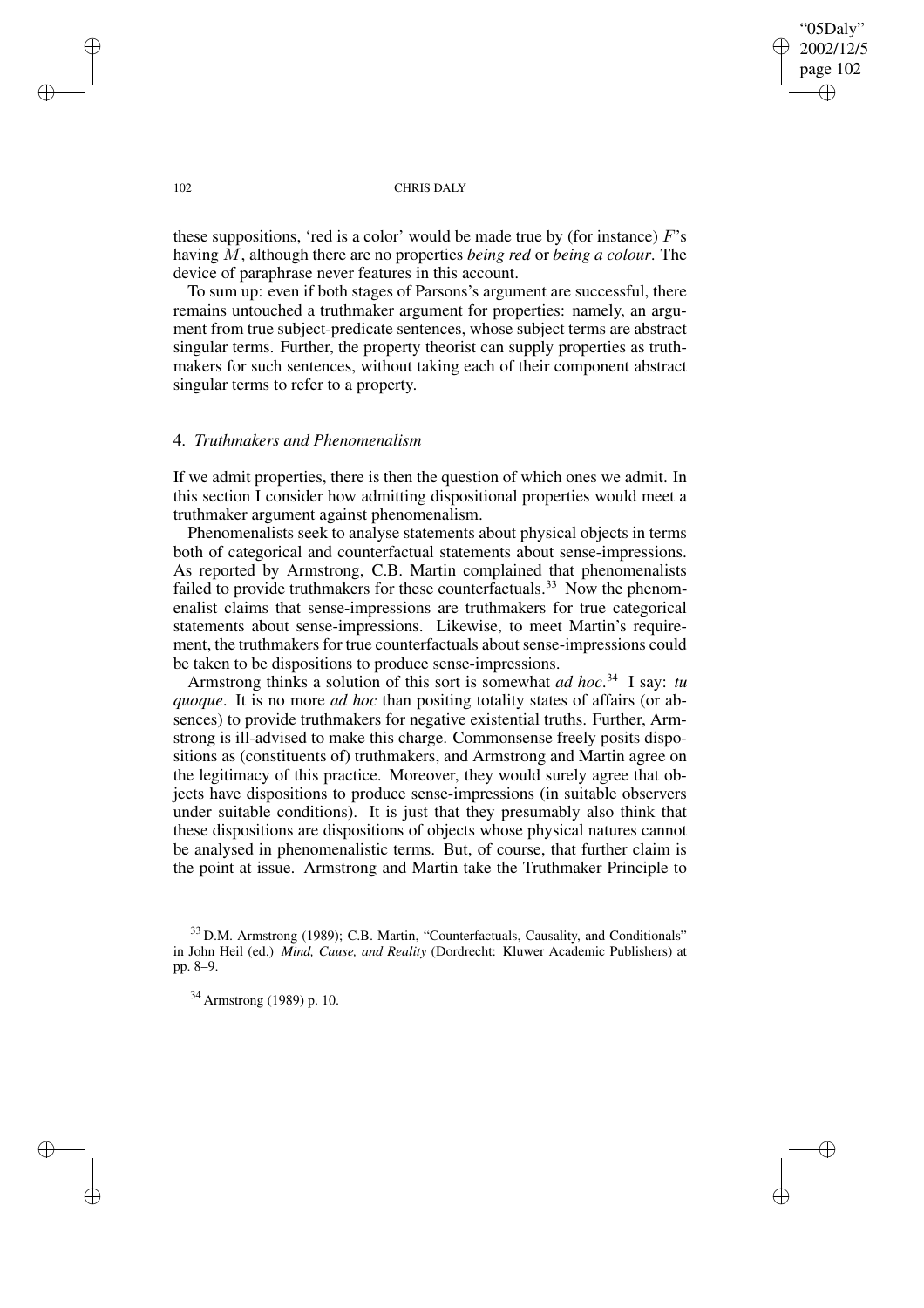these suppositions, 'red is a color' would be made true by (for instance) $F$'s having $M$, although there are no properties *being red* or *being a colour*. The device of paraphrase never features in this account.

To sum up: even if both stages of Parsons's argument are successful, there remains untouched a truthmaker argument for properties: namely, an argument from true subject-predicate sentences, whose subject terms are abstract singular terms. Further, the property theorist can supply properties as truthmakers for such sentences, without taking each of their component abstract singular terms to refer to a property.

## 4. *Truthmakers and Phenomenalism*

If we admit properties, there is then the question of which ones we admit. In this section I consider how admitting dispositional properties would meet a truthmaker argument against phenomenalism.

Phenomenalists seek to analyse statements about physical objects in terms both of categorical and counterfactual statements about sense-impressions. As reported by Armstrong, C.B. Martin complained that phenomenalists failed to provide truthmakers for these counterfactuals.[33] Now the phenomenalist claims that sense-impressions are truthmakers for true categorical statements about sense-impressions. Likewise, to meet Martin's requirement, the truthmakers for true counterfactuals about sense-impressions could be taken to be dispositions to produce sense-impressions.

Armstrong thinks a solution of this sort is somewhat *ad hoc*.[34] I say: *tu quoque*. It is no more *ad hoc* than positing totality states of affairs (or absences) to provide truthmakers for negative existential truths. Further, Armstrong is ill-advised to make this charge. Commonsense freely posits dispositions as (constituents of) truthmakers, and Armstrong and Martin agree on the legitimacy of this practice. Moreover, they would surely agree that objects have dispositions to produce sense-impressions (in suitable observers under suitable conditions). It is just that they presumably also think that these dispositions are dispositions of objects whose physical natures cannot be analysed in phenomenalistic terms. But, of course, that further claim is the point at issue. Armstrong and Martin take the Truthmaker Principle to

---

[33] D.M. Armstrong (1989); C.B. Martin, "Counterfactuals, Causality, and Conditionals" in John Heil (ed.) *Mind, Cause, and Reality* (Dordrecht: Kluwer Academic Publishers) at pp. 8–9.

[34] Armstrong (1989) p. 10.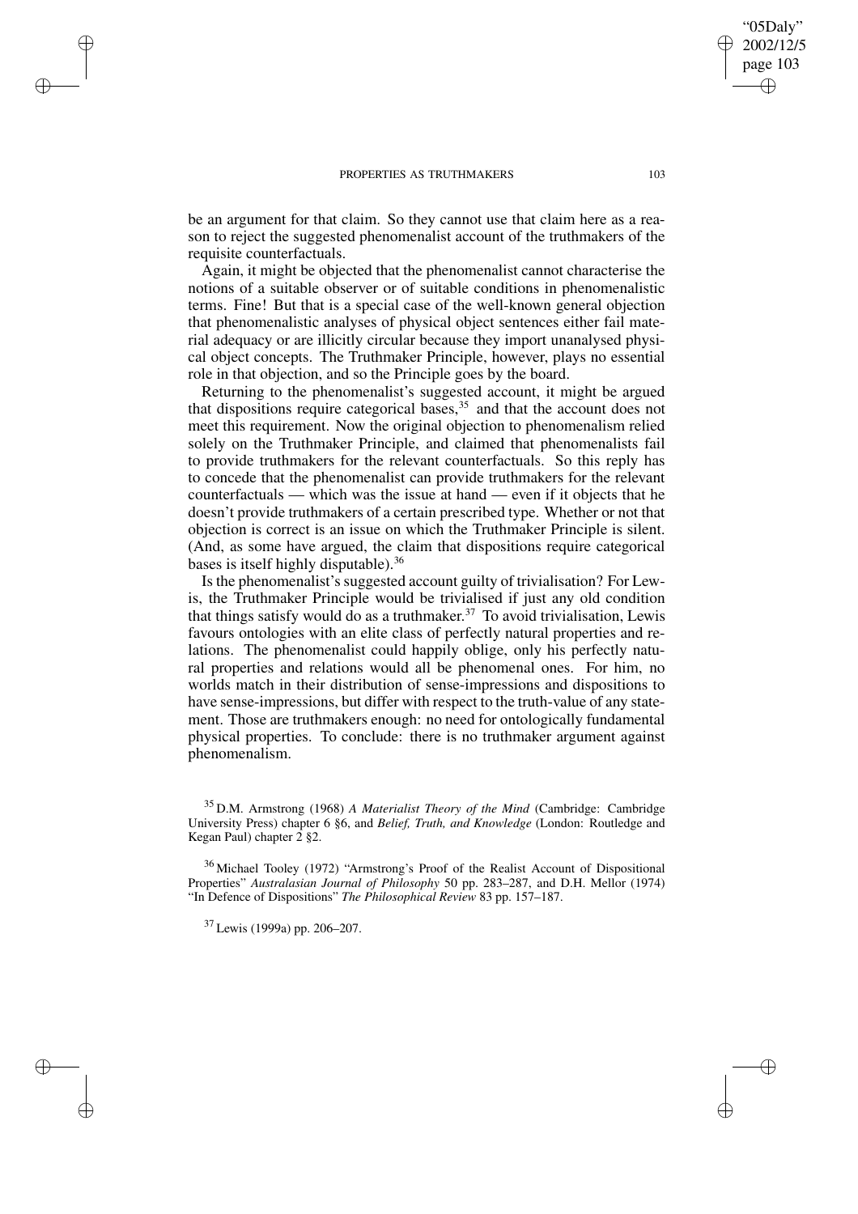be an argument for that claim. So they cannot use that claim here as a reason to reject the suggested phenomenalist account of the truthmakers of the requisite counterfactuals.

Again, it might be objected that the phenomenalist cannot characterise the notions of a suitable observer or of suitable conditions in phenomenalistic terms. Fine! But that is a special case of the well-known general objection that phenomenalistic analyses of physical object sentences either fail material adequacy or are illicitly circular because they import unanalysed physical object concepts. The Truthmaker Principle, however, plays no essential role in that objection, and so the Principle goes by the board.

Returning to the phenomenalist's suggested account, it might be argued that dispositions require categorical bases,[35] and that the account does not meet this requirement. Now the original objection to phenomenalism relied solely on the Truthmaker Principle, and claimed that phenomenalists fail to provide truthmakers for the relevant counterfactuals. So this reply has to concede that the phenomenalist can provide truthmakers for the relevant counterfactuals — which was the issue at hand — even if it objects that he doesn't provide truthmakers of a certain prescribed type. Whether or not that objection is correct is an issue on which the Truthmaker Principle is silent. (And, as some have argued, the claim that dispositions require categorical bases is itself highly disputable).[36]

Is the phenomenalist's suggested account guilty of trivialisation? For Lewis, the Truthmaker Principle would be trivialised if just any old condition that things satisfy would do as a truthmaker.[37] To avoid trivialisation, Lewis favours ontologies with an elite class of perfectly natural properties and relations. The phenomenalist could happily oblige, only his perfectly natural properties and relations would all be phenomenal ones. For him, no worlds match in their distribution of sense-impressions and dispositions to have sense-impressions, but differ with respect to the truth-value of any statement. Those are truthmakers enough: no need for ontologically fundamental physical properties. To conclude: there is no truthmaker argument against phenomenalism.

[35] D.M. Armstrong (1968) *A Materialist Theory of the Mind* (Cambridge: Cambridge University Press) chapter 6 §6, and *Belief, Truth, and Knowledge* (London: Routledge and Kegan Paul) chapter 2 §2.

[36] Michael Tooley (1972) "Armstrong's Proof of the Realist Account of Dispositional Properties" *Australasian Journal of Philosophy* 50 pp. 283–287, and D.H. Mellor (1974) "In Defence of Dispositions" *The Philosophical Review* 83 pp. 157–187.

[37] Lewis (1999a) pp. 206–207.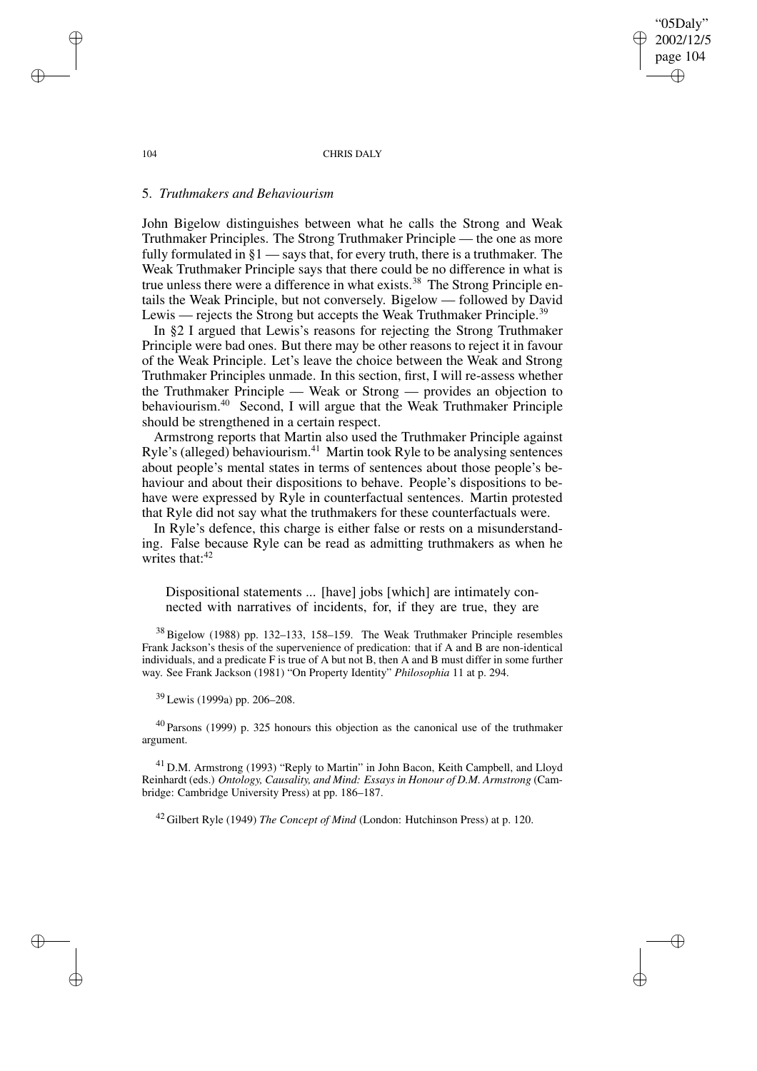## 5. *Truthmakers and Behaviourism*

John Bigelow distinguishes between what he calls the Strong and Weak Truthmaker Principles. The Strong Truthmaker Principle — the one as more fully formulated in §1 — says that, for every truth, there is a truthmaker. The Weak Truthmaker Principle says that there could be no difference in what is true unless there were a difference in what exists.[38] The Strong Principle entails the Weak Principle, but not conversely. Bigelow — followed by David Lewis — rejects the Strong but accepts the Weak Truthmaker Principle.[39]

In §2 I argued that Lewis's reasons for rejecting the Strong Truthmaker Principle were bad ones. But there may be other reasons to reject it in favour of the Weak Principle. Let's leave the choice between the Weak and Strong Truthmaker Principles unmade. In this section, first, I will re-assess whether the Truthmaker Principle — Weak or Strong — provides an objection to behaviourism.[40] Second, I will argue that the Weak Truthmaker Principle should be strengthened in a certain respect.

Armstrong reports that Martin also used the Truthmaker Principle against Ryle's (alleged) behaviourism.[41] Martin took Ryle to be analysing sentences about people's mental states in terms of sentences about those people's behaviour and about their dispositions to behave. People's dispositions to behave were expressed by Ryle in counterfactual sentences. Martin protested that Ryle did not say what the truthmakers for these counterfactuals were.

In Ryle's defence, this charge is either false or rests on a misunderstanding. False because Ryle can be read as admitting truthmakers as when he writes that:[42]

> Dispositional statements ... [have] jobs [which] are intimately connected with narratives of incidents, for, if they are true, they are

[38] Bigelow (1988) pp. 132–133, 158–159. The Weak Truthmaker Principle resembles Frank Jackson's thesis of the supervenience of predication: that if A and B are non-identical individuals, and a predicate F is true of A but not B, then A and B must differ in some further way. See Frank Jackson (1981) "On Property Identity" *Philosophia* 11 at p. 294.

[39] Lewis (1999a) pp. 206–208.

[40] Parsons (1999) p. 325 honours this objection as the canonical use of the truthmaker argument.

[41] D.M. Armstrong (1993) "Reply to Martin" in John Bacon, Keith Campbell, and Lloyd Reinhardt (eds.) *Ontology, Causality, and Mind: Essays in Honour of D.M. Armstrong* (Cambridge: Cambridge University Press) at pp. 186–187.

[42] Gilbert Ryle (1949) *The Concept of Mind* (London: Hutchinson Press) at p. 120.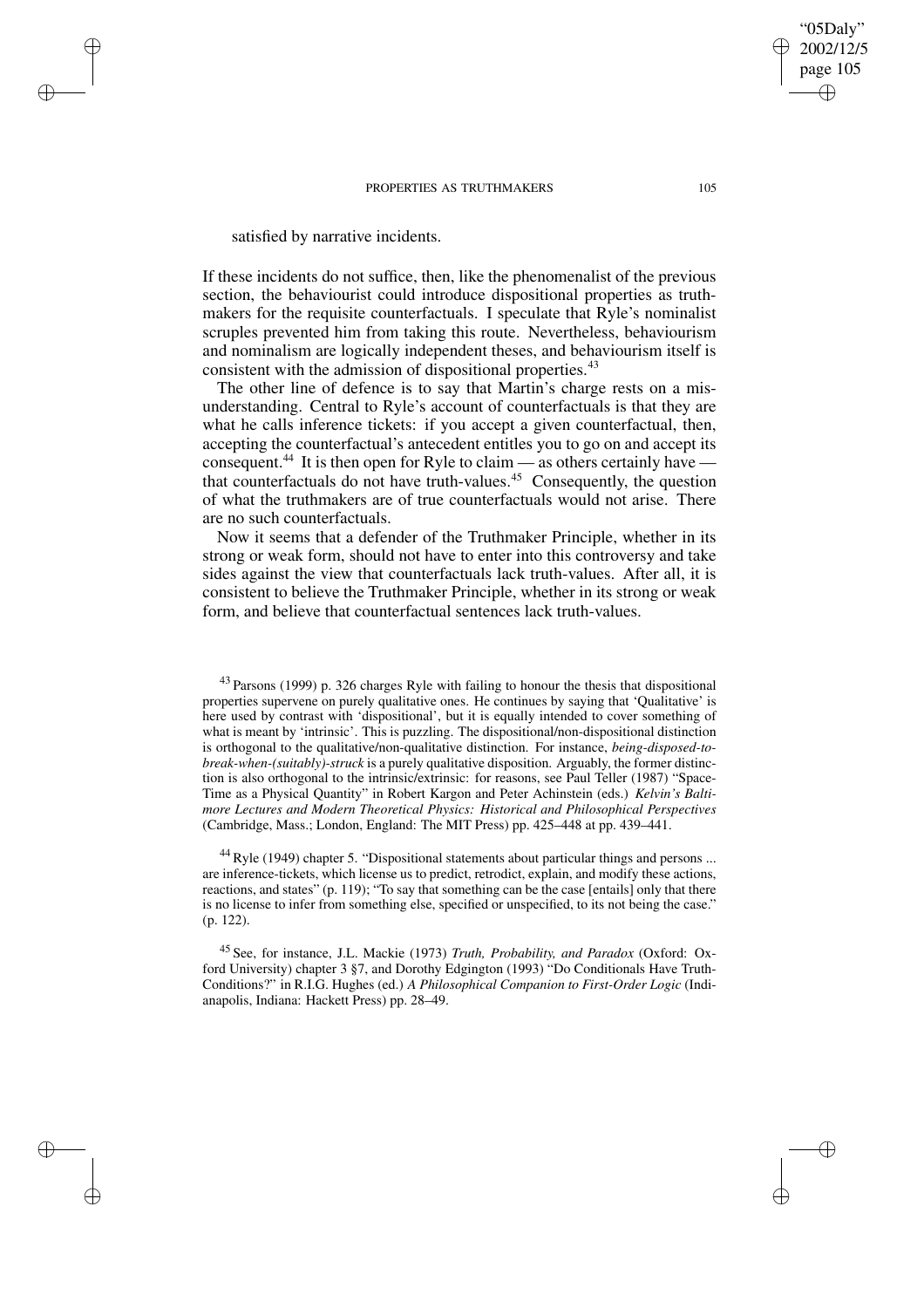satisfied by narrative incidents.

If these incidents do not suffice, then, like the phenomenalist of the previous section, the behaviourist could introduce dispositional properties as truthmakers for the requisite counterfactuals. I speculate that Ryle's nominalist scruples prevented him from taking this route. Nevertheless, behaviourism and nominalism are logically independent theses, and behaviourism itself is consistent with the admission of dispositional properties.[43]

The other line of defence is to say that Martin's charge rests on a misunderstanding. Central to Ryle's account of counterfactuals is that they are what he calls inference tickets: if you accept a given counterfactual, then, accepting the counterfactual's antecedent entitles you to go on and accept its consequent.[44] It is then open for Ryle to claim — as others certainly have — that counterfactuals do not have truth-values.[45] Consequently, the question of what the truthmakers are of true counterfactuals would not arise. There are no such counterfactuals.

Now it seems that a defender of the Truthmaker Principle, whether in its strong or weak form, should not have to enter into this controversy and take sides against the view that counterfactuals lack truth-values. After all, it is consistent to believe the Truthmaker Principle, whether in its strong or weak form, and believe that counterfactual sentences lack truth-values.

[43] Parsons (1999) p. 326 charges Ryle with failing to honour the thesis that dispositional properties supervene on purely qualitative ones. He continues by saying that 'Qualitative' is here used by contrast with 'dispositional', but it is equally intended to cover something of what is meant by 'intrinsic'. This is puzzling. The dispositional/non-dispositional distinction is orthogonal to the qualitative/non-qualitative distinction. For instance, *being-disposed-to-break-when-(suitably)-struck* is a purely qualitative disposition. Arguably, the former distinction is also orthogonal to the intrinsic/extrinsic: for reasons, see Paul Teller (1987) "Space-Time as a Physical Quantity" in Robert Kargon and Peter Achinstein (eds.) *Kelvin's Baltimore Lectures and Modern Theoretical Physics: Historical and Philosophical Perspectives* (Cambridge, Mass.; London, England: The MIT Press) pp. 425–448 at pp. 439–441.

[44] Ryle (1949) chapter 5. "Dispositional statements about particular things and persons ... are inference-tickets, which license us to predict, retrodict, explain, and modify these actions, reactions, and states" (p. 119); "To say that something can be the case [entails] only that there is no license to infer from something else, specified or unspecified, to its not being the case." (p. 122).

[45] See, for instance, J.L. Mackie (1973) *Truth, Probability, and Paradox* (Oxford: Oxford University) chapter 3 §7, and Dorothy Edgington (1993) "Do Conditionals Have Truth-Conditions?" in R.I.G. Hughes (ed.) *A Philosophical Companion to First-Order Logic* (Indianapolis, Indiana: Hackett Press) pp. 28–49.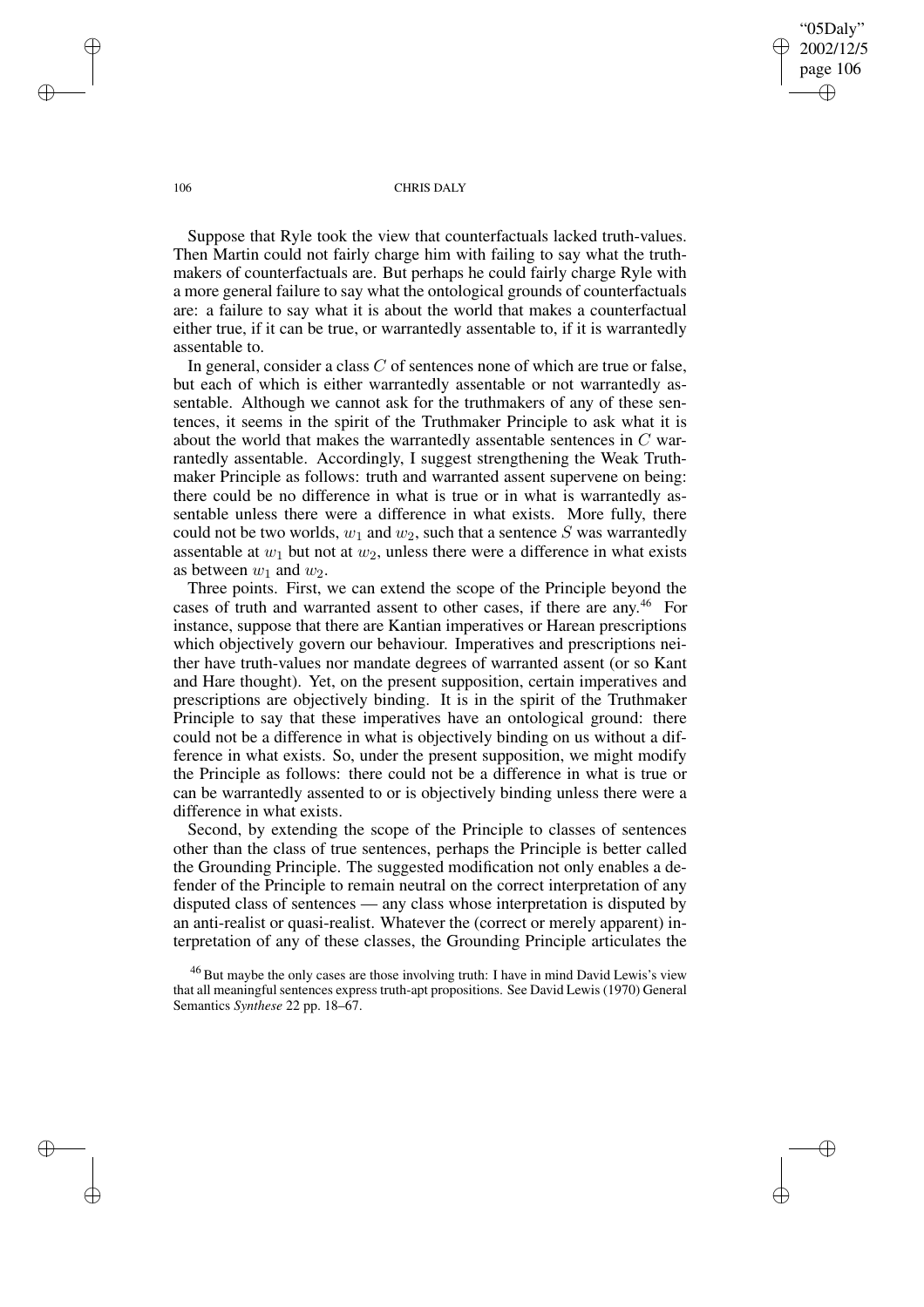Suppose that Ryle took the view that counterfactuals lacked truth-values. Then Martin could not fairly charge him with failing to say what the truth-makers of counterfactuals are. But perhaps he could fairly charge Ryle with a more general failure to say what the ontological grounds of counterfactuals are: a failure to say what it is about the world that makes a counterfactual either true, if it can be true, or warrantedly assentable to, if it is warrantedly assentable to.

In general, consider a class $C$ of sentences none of which are true or false, but each of which is either warrantedly assentable or not warrantedly assentable. Although we cannot ask for the truthmakers of any of these sentences, it seems in the spirit of the Truthmaker Principle to ask what it is about the world that makes the warrantedly assentable sentences in $C$ warrantedly assentable. Accordingly, I suggest strengthening the Weak Truthmaker Principle as follows: truth and warranted assent supervene on being: there could be no difference in what is true or in what is warrantedly assentable unless there were a difference in what exists. More fully, there could not be two worlds, $w_1$ and $w_2$, such that a sentence $S$ was warrantedly assentable at $w_1$ but not at $w_2$, unless there were a difference in what exists as between $w_1$ and $w_2$.

Three points. First, we can extend the scope of the Principle beyond the cases of truth and warranted assent to other cases, if there are any.[46] For instance, suppose that there are Kantian imperatives or Harean prescriptions which objectively govern our behaviour. Imperatives and prescriptions neither have truth-values nor mandate degrees of warranted assent (or so Kant and Hare thought). Yet, on the present supposition, certain imperatives and prescriptions are objectively binding. It is in the spirit of the Truthmaker Principle to say that these imperatives have an ontological ground: there could not be a difference in what is objectively binding on us without a difference in what exists. So, under the present supposition, we might modify the Principle as follows: there could not be a difference in what is true or can be warrantedly assented to or is objectively binding unless there were a difference in what exists.

Second, by extending the scope of the Principle to classes of sentences other than the class of true sentences, perhaps the Principle is better called the Grounding Principle. The suggested modification not only enables a defender of the Principle to remain neutral on the correct interpretation of any disputed class of sentences — any class whose interpretation is disputed by an anti-realist or quasi-realist. Whatever the (correct or merely apparent) interpretation of any of these classes, the Grounding Principle articulates the

[46] But maybe the only cases are those involving truth: I have in mind David Lewis's view that all meaningful sentences express truth-apt propositions. See David Lewis (1970) General Semantics *Synthese* 22 pp. 18–67.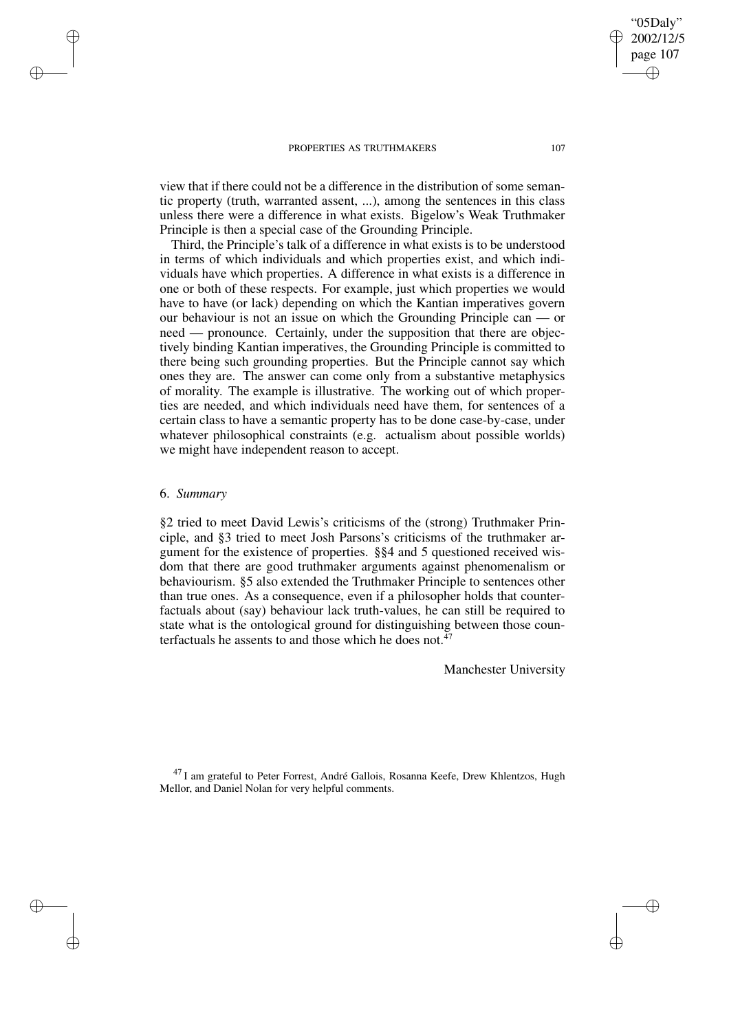view that if there could not be a difference in the distribution of some semantic property (truth, warranted assent, ...), among the sentences in this class unless there were a difference in what exists. Bigelow's Weak Truthmaker Principle is then a special case of the Grounding Principle.

Third, the Principle's talk of a difference in what exists is to be understood in terms of which individuals and which properties exist, and which individuals have which properties. A difference in what exists is a difference in one or both of these respects. For example, just which properties we would have to have (or lack) depending on which the Kantian imperatives govern our behaviour is not an issue on which the Grounding Principle can — or need — pronounce. Certainly, under the supposition that there are objectively binding Kantian imperatives, the Grounding Principle is committed to there being such grounding properties. But the Principle cannot say which ones they are. The answer can come only from a substantive metaphysics of morality. The example is illustrative. The working out of which properties are needed, and which individuals need have them, for sentences of a certain class to have a semantic property has to be done case-by-case, under whatever philosophical constraints (e.g. actualism about possible worlds) we might have independent reason to accept.

## 6. *Summary*

§2 tried to meet David Lewis's criticisms of the (strong) Truthmaker Principle, and §3 tried to meet Josh Parsons's criticisms of the truthmaker argument for the existence of properties. §§4 and 5 questioned received wisdom that there are good truthmaker arguments against phenomenalism or behaviourism. §5 also extended the Truthmaker Principle to sentences other than true ones. As a consequence, even if a philosopher holds that counterfactuals about (say) behaviour lack truth-values, he can still be required to state what is the ontological ground for distinguishing between those counterfactuals he assents to and those which he does not.[47]

Manchester University

[47] I am grateful to Peter Forrest, André Gallois, Rosanna Keefe, Drew Khlentzos, Hugh Mellor, and Daniel Nolan for very helpful comments.